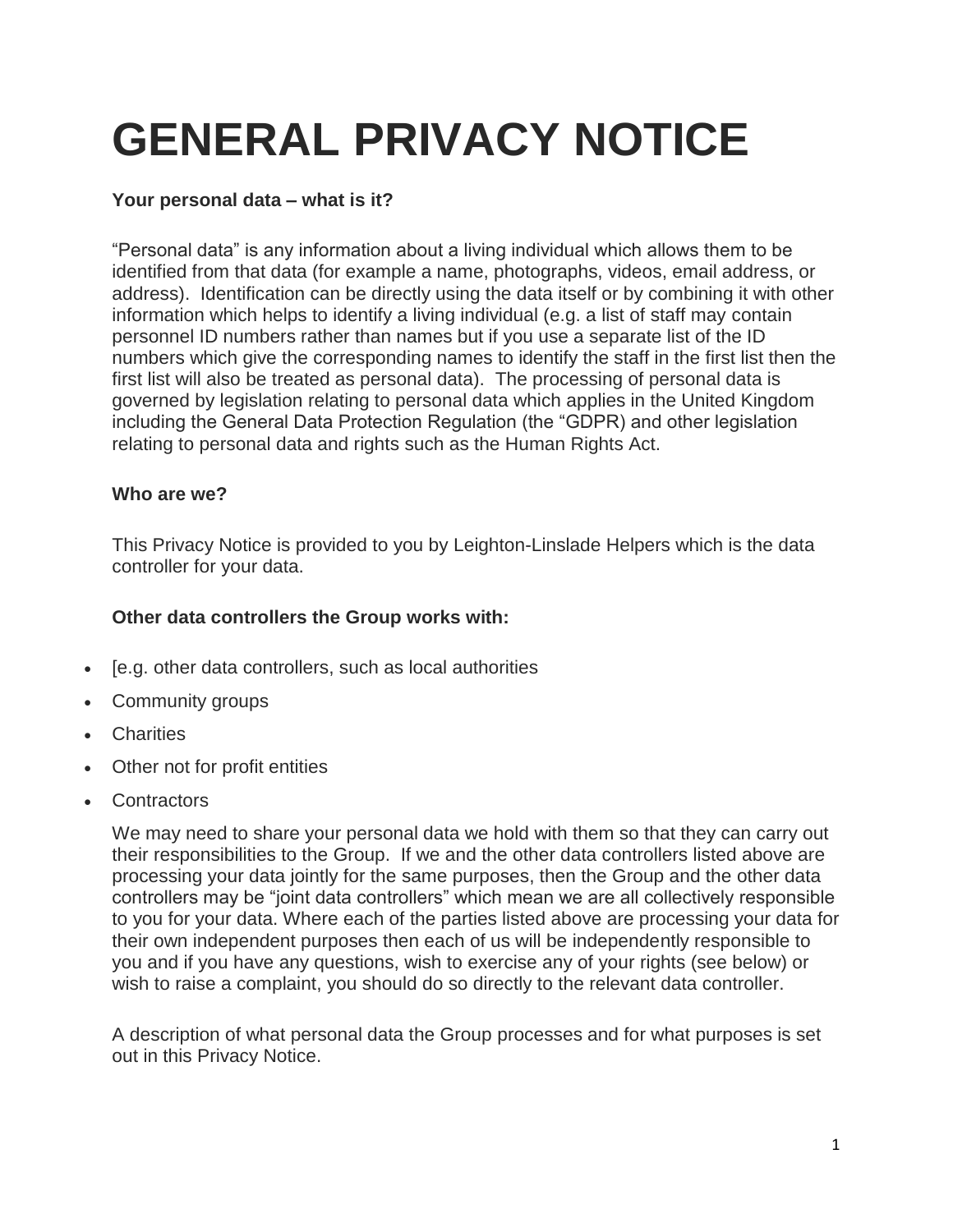# GENERAL PRIVACY NOTICE

**Your personal data – what is it?**

"Personal data" is any information about a living individual which allows them to be identified from that data (for example a name, photographs, videos, email address, or address). Identification can be directly using the data itself or by combining it with other information which helps to identify a living individual (e.g. a list of staff may contain personnel ID numbers rather than names but if you use a separate list of the ID numbers which give the corresponding names to identify the staff in the first list then the first list will also be treated as personal data). The processing of personal data is governed by legislation relating to personal data which applies in the United Kingdom including the General Data Protection Regulation (the "GDPR) and other legislation relating to personal data and rights such as the Human Rights Act.

**Who are we?**

This Privacy Notice is provided to you by Leighton-Linslade Helpers which is the data controller for your data.

**Other data controllers the Group works with:**

- [e.g. other data controllers, such as local authorities
- Community groups
- Charities
- Other not for profit entities
- Contractors

We may need to share your personal data we hold with them so that they can carry out their responsibilities to the Group. If we and the other data controllers listed above are processing your data jointly for the same purposes, then the Group and the other data controllers may be "joint data controllers" which mean we are all collectively responsible to you for your data. Where each of the parties listed above are processing your data for their own independent purposes then each of us will be independently responsible to you and if you have any questions, wish to exercise any of your rights (see below) or wish to raise a complaint, you should do so directly to the relevant data controller.

A description of what personal data the Group processes and for what purposes is set out in this Privacy Notice.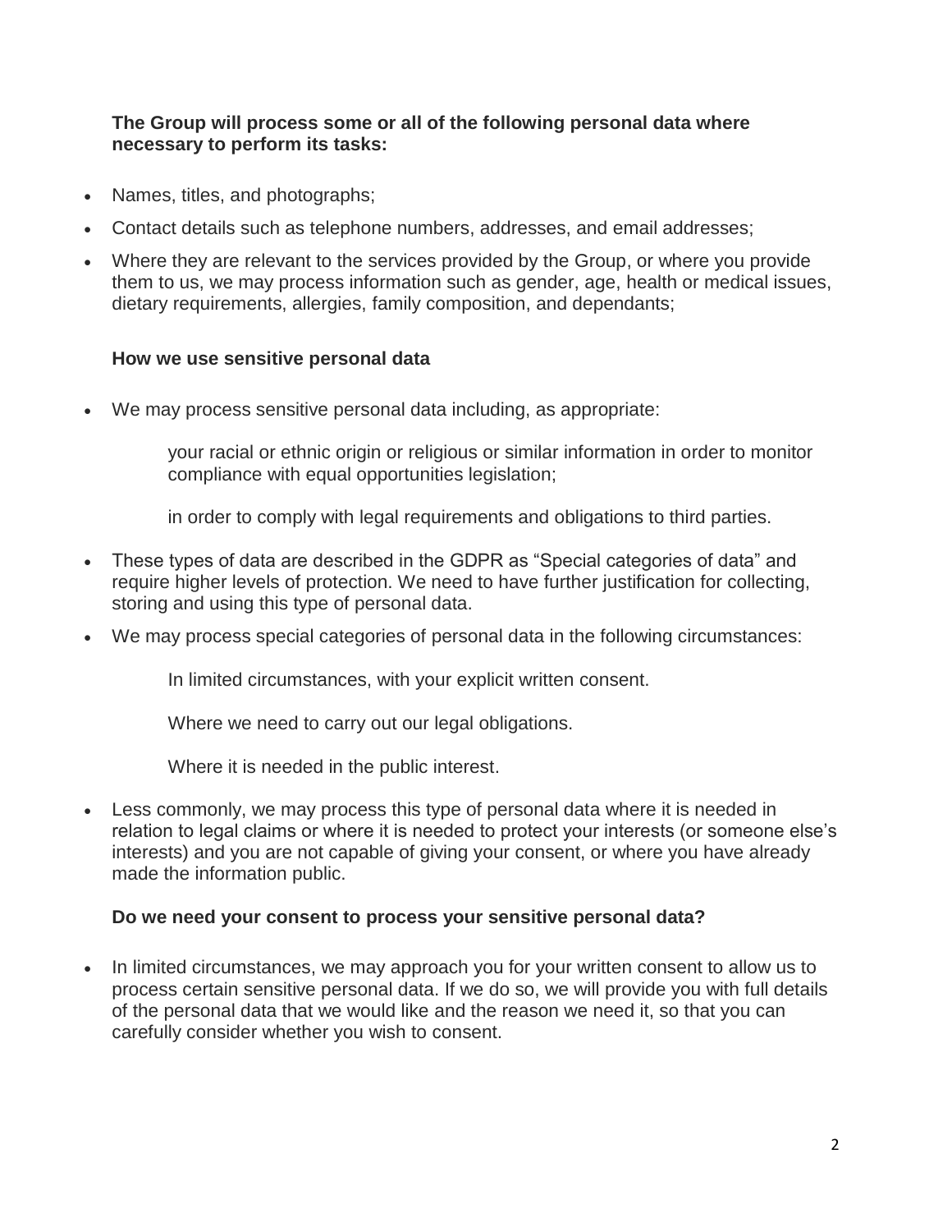**The Group will process some or all of the following personal data where necessary to perform its tasks:**

- Names, titles, and photographs;
- Contact details such as telephone numbers, addresses, and email addresses;
- Where they are relevant to the services provided by the Group, or where you provide them to us, we may process information such as gender, age, health or medical issues, dietary requirements, allergies, family composition, and dependants;

**How we use sensitive personal data**

- We may process sensitive personal data including, as appropriate:

  your racial or ethnic origin or religious or similar information in order to monitor compliance with equal opportunities legislation;

  in order to comply with legal requirements and obligations to third parties.

- These types of data are described in the GDPR as "Special categories of data" and require higher levels of protection. We need to have further justification for collecting, storing and using this type of personal data.
- We may process special categories of personal data in the following circumstances:

  In limited circumstances, with your explicit written consent.

  Where we need to carry out our legal obligations.

  Where it is needed in the public interest.

- Less commonly, we may process this type of personal data where it is needed in relation to legal claims or where it is needed to protect your interests (or someone else's interests) and you are not capable of giving your consent, or where you have already made the information public.

**Do we need your consent to process your sensitive personal data?**

- In limited circumstances, we may approach you for your written consent to allow us to process certain sensitive personal data. If we do so, we will provide you with full details of the personal data that we would like and the reason we need it, so that you can carefully consider whether you wish to consent.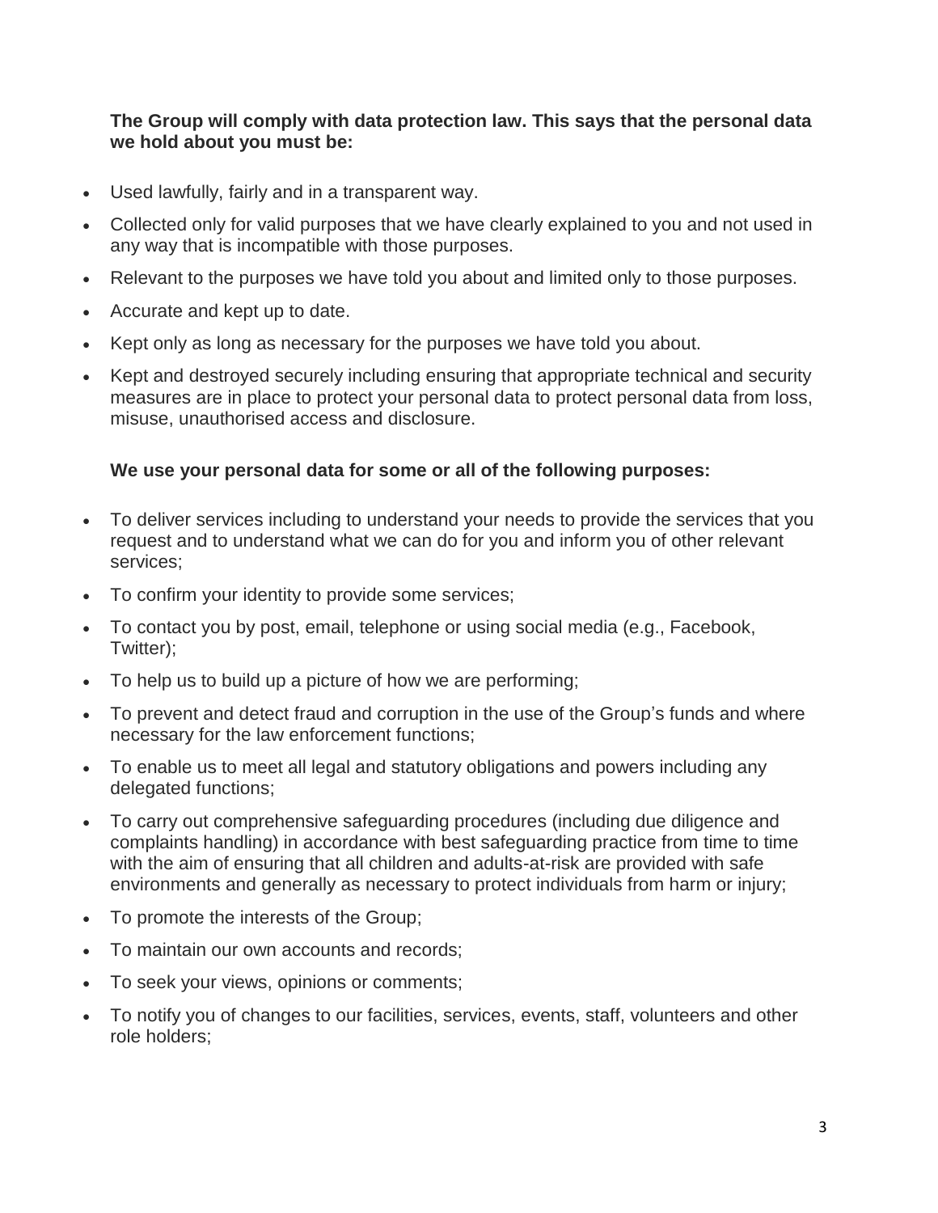**The Group will comply with data protection law. This says that the personal data we hold about you must be:**

- Used lawfully, fairly and in a transparent way.
- Collected only for valid purposes that we have clearly explained to you and not used in any way that is incompatible with those purposes.
- Relevant to the purposes we have told you about and limited only to those purposes.
- Accurate and kept up to date.
- Kept only as long as necessary for the purposes we have told you about.
- Kept and destroyed securely including ensuring that appropriate technical and security measures are in place to protect your personal data to protect personal data from loss, misuse, unauthorised access and disclosure.

**We use your personal data for some or all of the following purposes:**

- To deliver services including to understand your needs to provide the services that you request and to understand what we can do for you and inform you of other relevant services;
- To confirm your identity to provide some services;
- To contact you by post, email, telephone or using social media (e.g., Facebook, Twitter);
- To help us to build up a picture of how we are performing;
- To prevent and detect fraud and corruption in the use of the Group's funds and where necessary for the law enforcement functions;
- To enable us to meet all legal and statutory obligations and powers including any delegated functions;
- To carry out comprehensive safeguarding procedures (including due diligence and complaints handling) in accordance with best safeguarding practice from time to time with the aim of ensuring that all children and adults-at-risk are provided with safe environments and generally as necessary to protect individuals from harm or injury;
- To promote the interests of the Group;
- To maintain our own accounts and records;
- To seek your views, opinions or comments;
- To notify you of changes to our facilities, services, events, staff, volunteers and other role holders;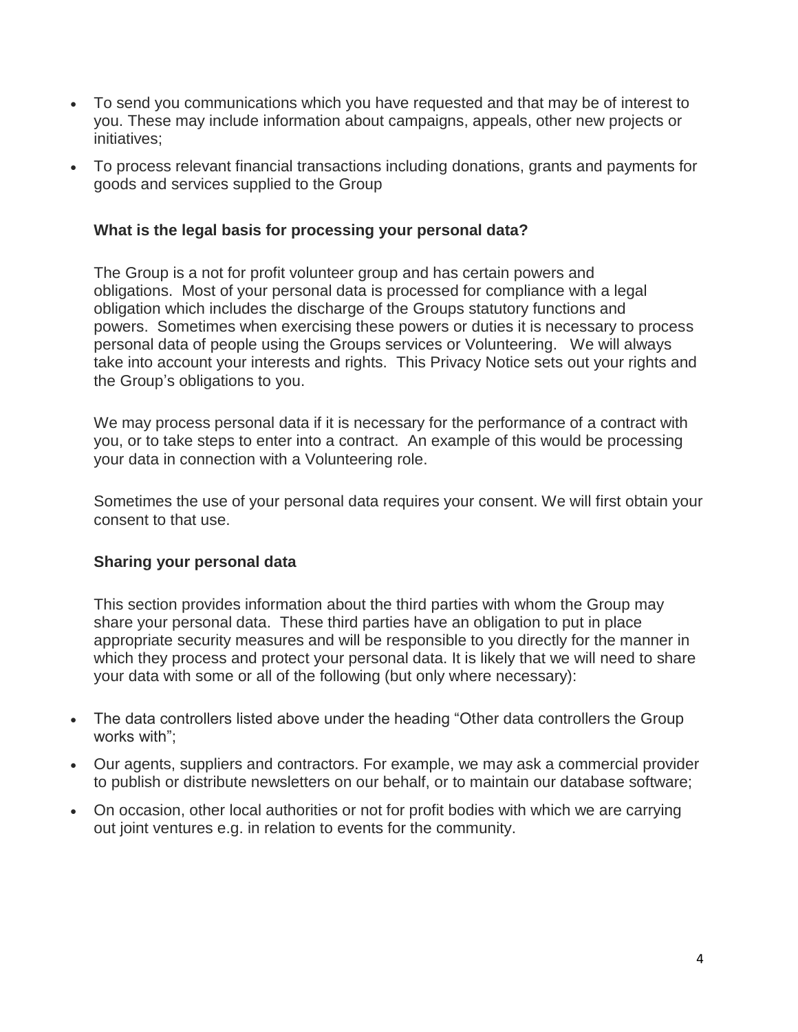- To send you communications which you have requested and that may be of interest to you. These may include information about campaigns, appeals, other new projects or initiatives;
- To process relevant financial transactions including donations, grants and payments for goods and services supplied to the Group

**What is the legal basis for processing your personal data?**

The Group is a not for profit volunteer group and has certain powers and obligations. Most of your personal data is processed for compliance with a legal obligation which includes the discharge of the Groups statutory functions and powers. Sometimes when exercising these powers or duties it is necessary to process personal data of people using the Groups services or Volunteering. We will always take into account your interests and rights. This Privacy Notice sets out your rights and the Group's obligations to you.

We may process personal data if it is necessary for the performance of a contract with you, or to take steps to enter into a contract. An example of this would be processing your data in connection with a Volunteering role.

Sometimes the use of your personal data requires your consent. We will first obtain your consent to that use.

**Sharing your personal data**

This section provides information about the third parties with whom the Group may share your personal data. These third parties have an obligation to put in place appropriate security measures and will be responsible to you directly for the manner in which they process and protect your personal data. It is likely that we will need to share your data with some or all of the following (but only where necessary):

- The data controllers listed above under the heading "Other data controllers the Group works with";
- Our agents, suppliers and contractors. For example, we may ask a commercial provider to publish or distribute newsletters on our behalf, or to maintain our database software;
- On occasion, other local authorities or not for profit bodies with which we are carrying out joint ventures e.g. in relation to events for the community.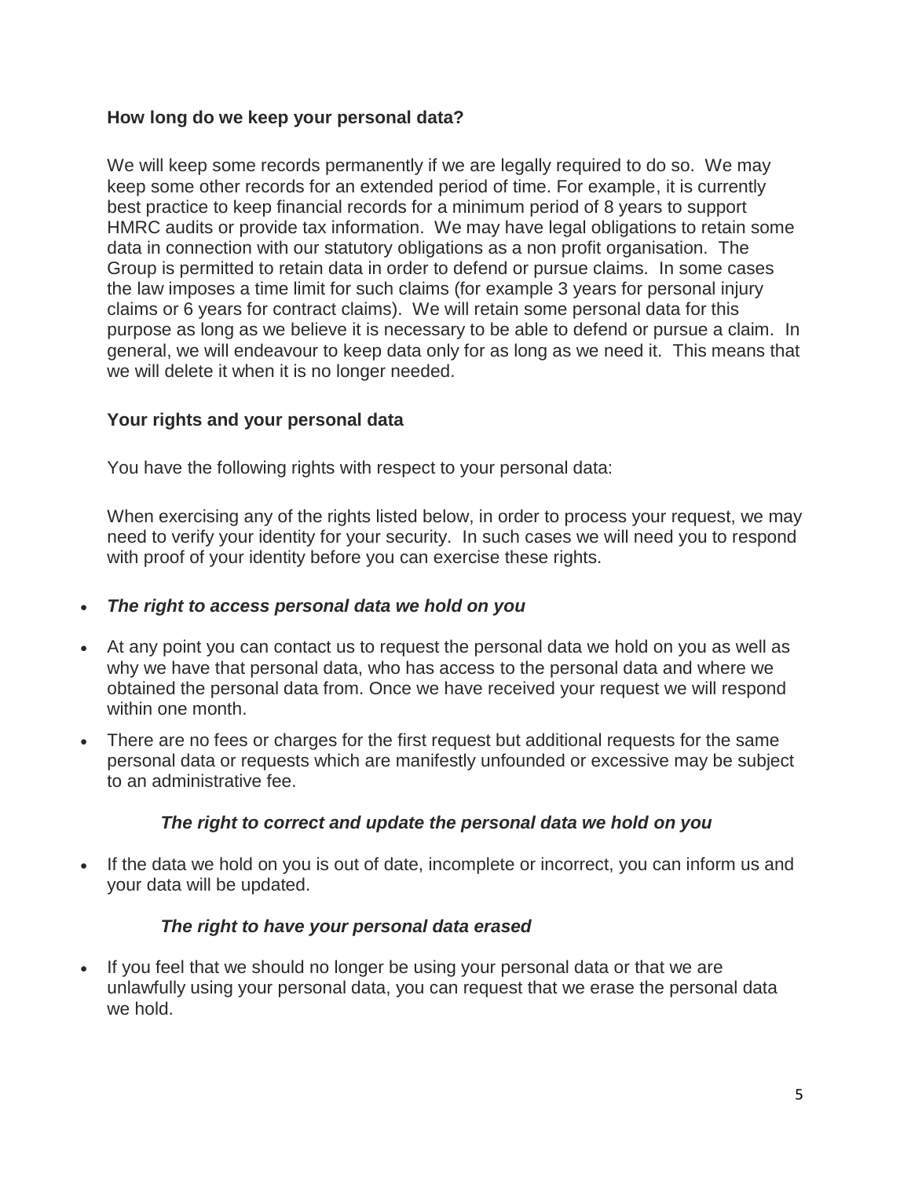### How long do we keep your personal data?

We will keep some records permanently if we are legally required to do so. We may keep some other records for an extended period of time. For example, it is currently best practice to keep financial records for a minimum period of 8 years to support HMRC audits or provide tax information. We may have legal obligations to retain some data in connection with our statutory obligations as a non profit organisation. The Group is permitted to retain data in order to defend or pursue claims. In some cases the law imposes a time limit for such claims (for example 3 years for personal injury claims or 6 years for contract claims). We will retain some personal data for this purpose as long as we believe it is necessary to be able to defend or pursue a claim. In general, we will endeavour to keep data only for as long as we need it. This means that we will delete it when it is no longer needed.

### Your rights and your personal data

You have the following rights with respect to your personal data:

When exercising any of the rights listed below, in order to process your request, we may need to verify your identity for your security. In such cases we will need you to respond with proof of your identity before you can exercise these rights.

- ***The right to access personal data we hold on you***
- At any point you can contact us to request the personal data we hold on you as well as why we have that personal data, who has access to the personal data and where we obtained the personal data from. Once we have received your request we will respond within one month.
- There are no fees or charges for the first request but additional requests for the same personal data or requests which are manifestly unfounded or excessive may be subject to an administrative fee.

***The right to correct and update the personal data we hold on you***

- If the data we hold on you is out of date, incomplete or incorrect, you can inform us and your data will be updated.

***The right to have your personal data erased***

- If you feel that we should no longer be using your personal data or that we are unlawfully using your personal data, you can request that we erase the personal data we hold.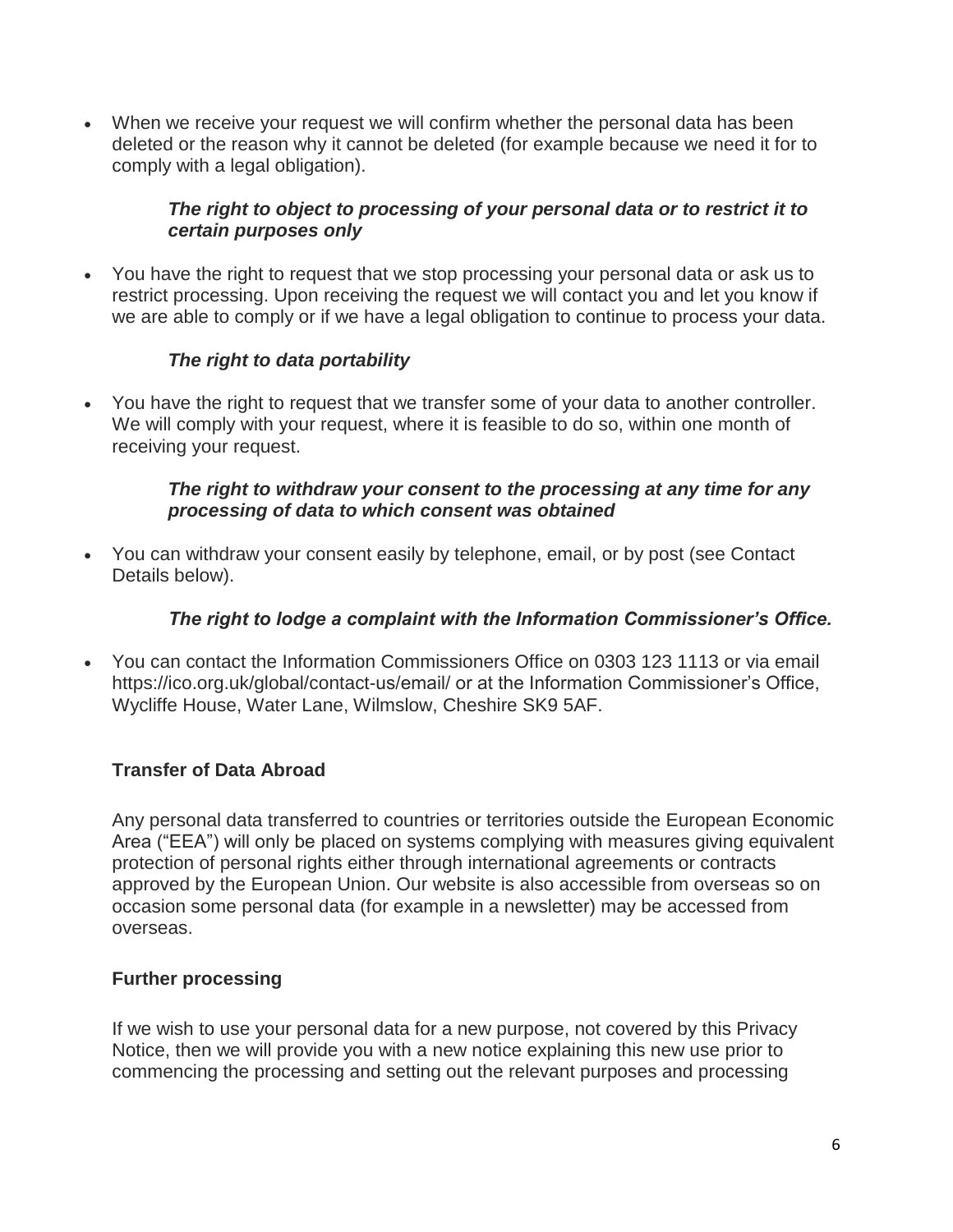- When we receive your request we will confirm whether the personal data has been deleted or the reason why it cannot be deleted (for example because we need it for to comply with a legal obligation).

***The right to object to processing of your personal data or to restrict it to certain purposes only***

- You have the right to request that we stop processing your personal data or ask us to restrict processing. Upon receiving the request we will contact you and let you know if we are able to comply or if we have a legal obligation to continue to process your data.

***The right to data portability***

- You have the right to request that we transfer some of your data to another controller. We will comply with your request, where it is feasible to do so, within one month of receiving your request.

***The right to withdraw your consent to the processing at any time for any processing of data to which consent was obtained***

- You can withdraw your consent easily by telephone, email, or by post (see Contact Details below).

***The right to lodge a complaint with the Information Commissioner's Office.***

- You can contact the Information Commissioners Office on 0303 123 1113 or via email https://ico.org.uk/global/contact-us/email/ or at the Information Commissioner's Office, Wycliffe House, Water Lane, Wilmslow, Cheshire SK9 5AF.

## Transfer of Data Abroad

Any personal data transferred to countries or territories outside the European Economic Area ("EEA") will only be placed on systems complying with measures giving equivalent protection of personal rights either through international agreements or contracts approved by the European Union. Our website is also accessible from overseas so on occasion some personal data (for example in a newsletter) may be accessed from overseas.

## Further processing

If we wish to use your personal data for a new purpose, not covered by this Privacy Notice, then we will provide you with a new notice explaining this new use prior to commencing the processing and setting out the relevant purposes and processing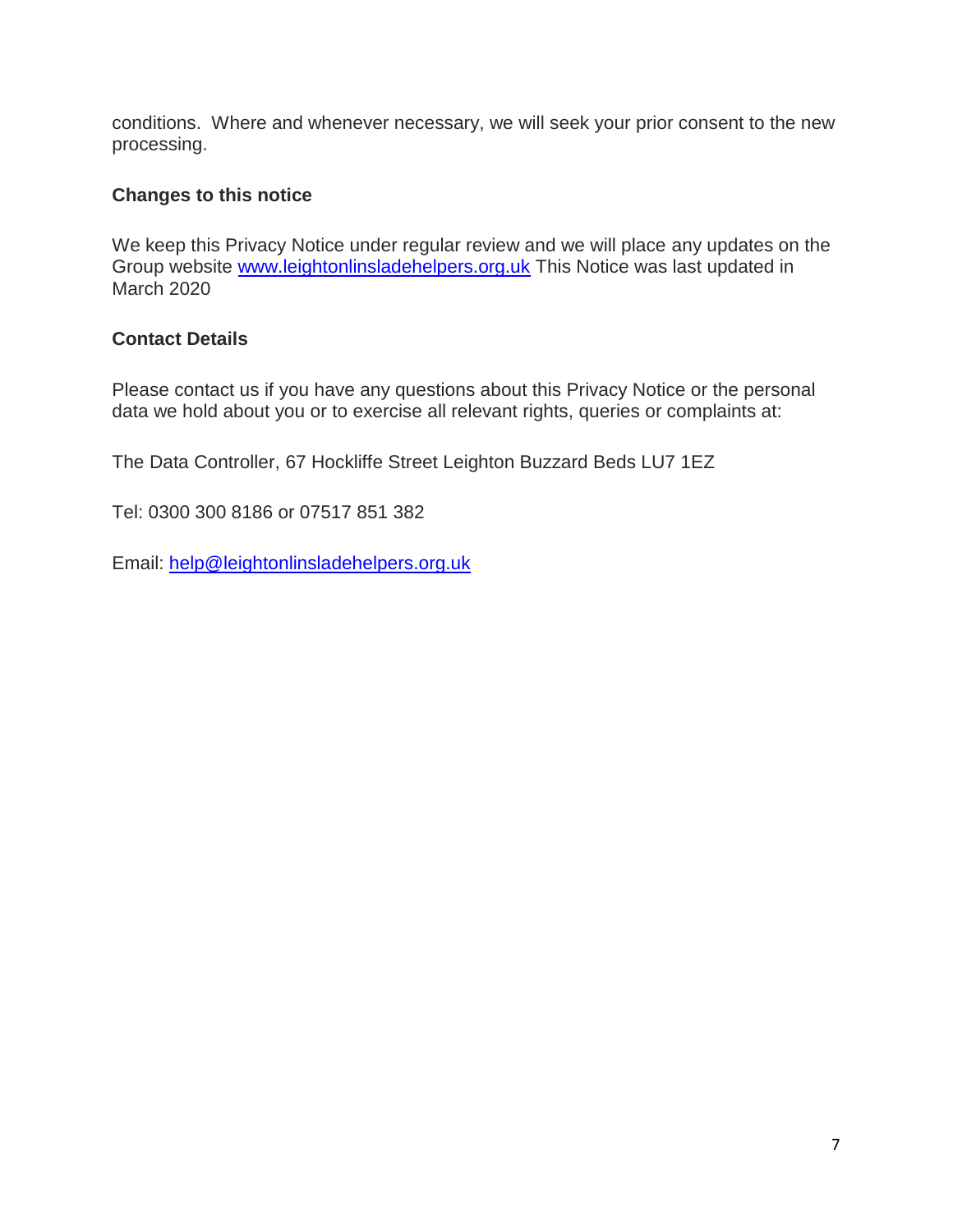conditions. Where and whenever necessary, we will seek your prior consent to the new processing.

**Changes to this notice**

We keep this Privacy Notice under regular review and we will place any updates on the Group website www.leightonlinsladehelpers.org.uk This Notice was last updated in March 2020

**Contact Details**

Please contact us if you have any questions about this Privacy Notice or the personal data we hold about you or to exercise all relevant rights, queries or complaints at:

The Data Controller, 67 Hockliffe Street Leighton Buzzard Beds LU7 1EZ

Tel: 0300 300 8186 or 07517 851 382

Email: help@leightonlinsladehelpers.org.uk